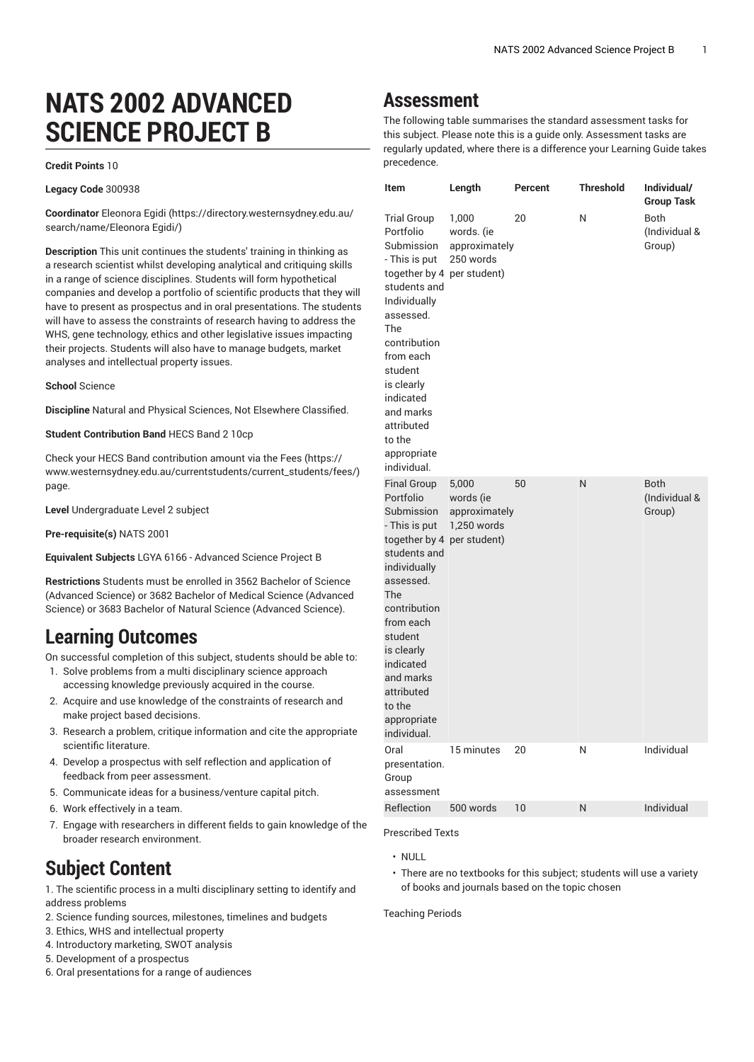# NATS 2002 ADVANCED SCIENCE PROJECT B

**Credit Points** 10

**Legacy Code** 300938

**Coordinator** Eleonora Egidi (https://directory.westernsydney.edu.au/search/name/Eleonora Egidi/)

**Description** This unit continues the students' training in thinking as a research scientist whilst developing analytical and critiquing skills in a range of science disciplines. Students will form hypothetical companies and develop a portfolio of scientific products that they will have to present as prospectus and in oral presentations. The students will have to assess the constraints of research having to address the WHS, gene technology, ethics and other legislative issues impacting their projects. Students will also have to manage budgets, market analyses and intellectual property issues.

**School** Science

**Discipline** Natural and Physical Sciences, Not Elsewhere Classified.

**Student Contribution Band** HECS Band 2 10cp

Check your HECS Band contribution amount via the Fees (https://www.westernsydney.edu.au/currentstudents/current_students/fees/) page.

**Level** Undergraduate Level 2 subject

**Pre-requisite(s)** NATS 2001

**Equivalent Subjects** LGYA 6166 - Advanced Science Project B

**Restrictions** Students must be enrolled in 3562 Bachelor of Science (Advanced Science) or 3682 Bachelor of Medical Science (Advanced Science) or 3683 Bachelor of Natural Science (Advanced Science).

## Learning Outcomes

On successful completion of this subject, students should be able to:

1. Solve problems from a multi disciplinary science approach accessing knowledge previously acquired in the course.
2. Acquire and use knowledge of the constraints of research and make project based decisions.
3. Research a problem, critique information and cite the appropriate scientific literature.
4. Develop a prospectus with self reflection and application of feedback from peer assessment.
5. Communicate ideas for a business/venture capital pitch.
6. Work effectively in a team.
7. Engage with researchers in different fields to gain knowledge of the broader research environment.

## Subject Content

1. The scientific process in a multi disciplinary setting to identify and address problems
2. Science funding sources, milestones, timelines and budgets
3. Ethics, WHS and intellectual property
4. Introductory marketing, SWOT analysis
5. Development of a prospectus
6. Oral presentations for a range of audiences

## Assessment

The following table summarises the standard assessment tasks for this subject. Please note this is a guide only. Assessment tasks are regularly updated, where there is a difference your Learning Guide takes precedence.

| Item | Length | Percent | Threshold | Individual/ Group Task |
|---|---|---|---|---|
| Trial Group Portfolio Submission - This is put together by 4 students and Individually assessed. The contribution from each student is clearly indicated and marks attributed to the appropriate individual. | 1,000 words. (ie approximately 250 words per student) | 20 | N | Both (Individual & Group) |
| Final Group Portfolio Submission - This is put together by 4 students and individually assessed. The contribution from each student is clearly indicated and marks attributed to the appropriate individual. | 5,000 words (ie approximately 1,250 words per student) | 50 | N | Both (Individual & Group) |
| Oral presentation. Group assessment | 15 minutes | 20 | N | Individual |
| Reflection | 500 words | 10 | N | Individual |

Prescribed Texts

- NULL
- There are no textbooks for this subject; students will use a variety of books and journals based on the topic chosen

Teaching Periods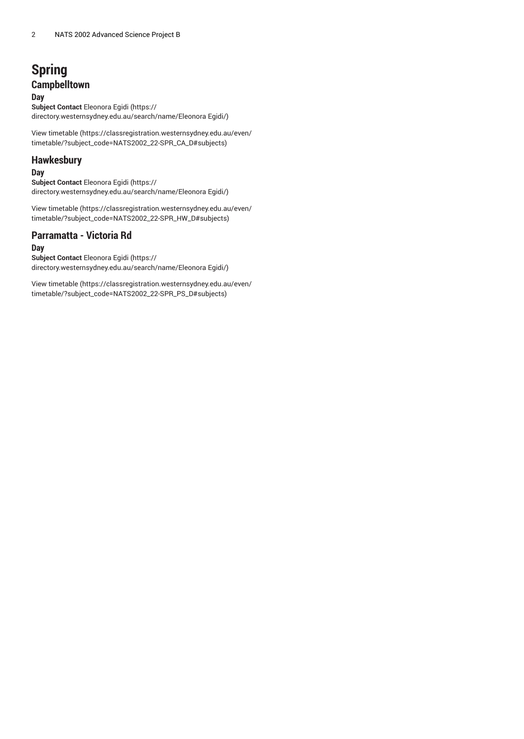# Spring

## Campbelltown

### Day

**Subject Contact** Eleonora Egidi (https://directory.westernsydney.edu.au/search/name/Eleonora Egidi/)

View timetable (https://classregistration.westernsydney.edu.au/even/timetable/?subject_code=NATS2002_22-SPR_CA_D#subjects)

## Hawkesbury

### Day

**Subject Contact** Eleonora Egidi (https://directory.westernsydney.edu.au/search/name/Eleonora Egidi/)

View timetable (https://classregistration.westernsydney.edu.au/even/timetable/?subject_code=NATS2002_22-SPR_HW_D#subjects)

## Parramatta - Victoria Rd

### Day

**Subject Contact** Eleonora Egidi (https://directory.westernsydney.edu.au/search/name/Eleonora Egidi/)

View timetable (https://classregistration.westernsydney.edu.au/even/timetable/?subject_code=NATS2002_22-SPR_PS_D#subjects)